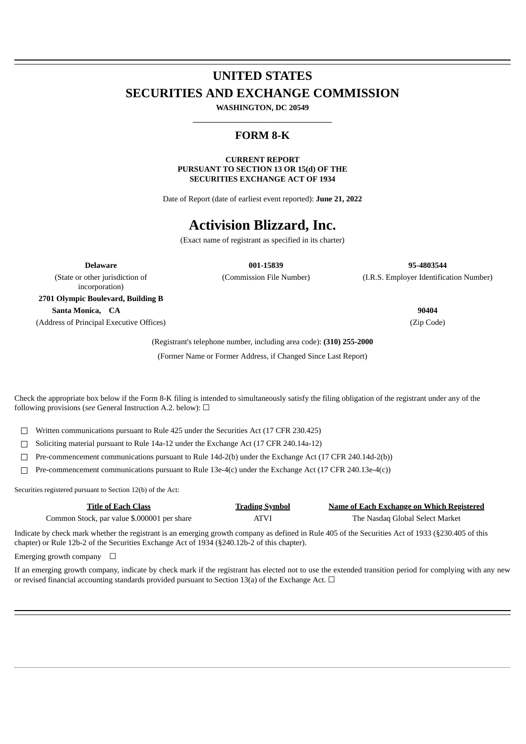# UNITED STATES
# SECURITIES AND EXCHANGE COMMISSION

**WASHINGTON, DC 20549**

---

## FORM 8-K

**CURRENT REPORT**
**PURSUANT TO SECTION 13 OR 15(d) OF THE**
**SECURITIES EXCHANGE ACT OF 1934**

Date of Report (date of earliest event reported): **June 21, 2022**

# Activision Blizzard, Inc.

(Exact name of registrant as specified in its charter)

| **Delaware** | **001-15839** | **95-4803544** |
|---|---|---|
| (State or other jurisdiction of incorporation) | (Commission File Number) | (I.R.S. Employer Identification Number) |

**2701 Olympic Boulevard, Building B**
**Santa Monica, CA** **90404**
(Address of Principal Executive Offices) (Zip Code)

(Registrant's telephone number, including area code): **(310) 255-2000**

(Former Name or Former Address, if Changed Since Last Report)

Check the appropriate box below if the Form 8-K filing is intended to simultaneously satisfy the filing obligation of the registrant under any of the following provisions (*see* General Instruction A.2. below): ☐

☐ Written communications pursuant to Rule 425 under the Securities Act (17 CFR 230.425)

☐ Soliciting material pursuant to Rule 14a-12 under the Exchange Act (17 CFR 240.14a-12)

☐ Pre-commencement communications pursuant to Rule 14d-2(b) under the Exchange Act (17 CFR 240.14d-2(b))

☐ Pre-commencement communications pursuant to Rule 13e-4(c) under the Exchange Act (17 CFR 240.13e-4(c))

Securities registered pursuant to Section 12(b) of the Act:

| Title of Each Class | Trading Symbol | Name of Each Exchange on Which Registered |
|---|---|---|
| Common Stock, par value $.000001 per share | ATVI | The Nasdaq Global Select Market |

Indicate by check mark whether the registrant is an emerging growth company as defined in Rule 405 of the Securities Act of 1933 (§230.405 of this chapter) or Rule 12b-2 of the Securities Exchange Act of 1934 (§240.12b-2 of this chapter).

Emerging growth company ☐

If an emerging growth company, indicate by check mark if the registrant has elected not to use the extended transition period for complying with any new or revised financial accounting standards provided pursuant to Section 13(a) of the Exchange Act. ☐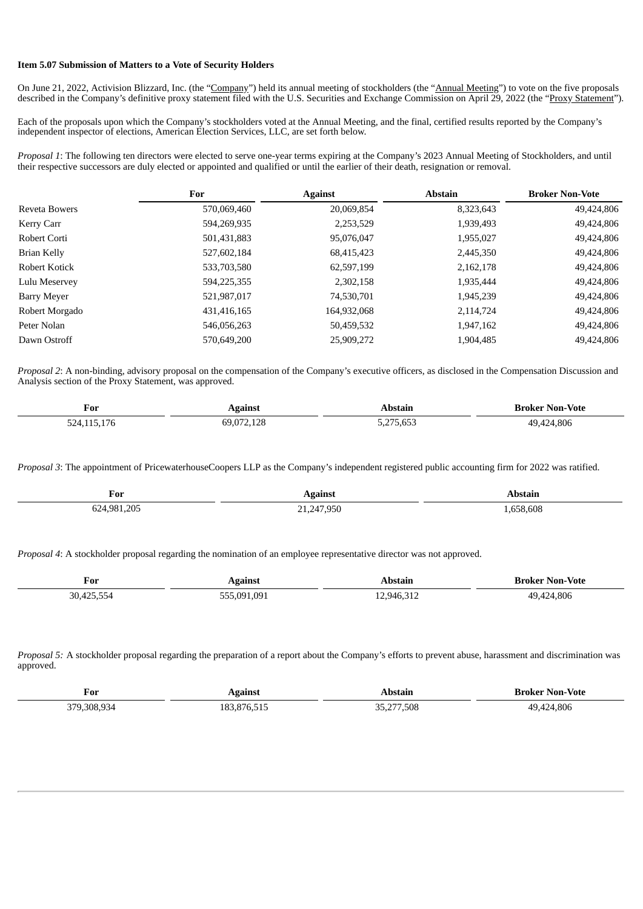**Item 5.07 Submission of Matters to a Vote of Security Holders**

On June 21, 2022, Activision Blizzard, Inc. (the "Company") held its annual meeting of stockholders (the "Annual Meeting") to vote on the five proposals described in the Company's definitive proxy statement filed with the U.S. Securities and Exchange Commission on April 29, 2022 (the "Proxy Statement").

Each of the proposals upon which the Company's stockholders voted at the Annual Meeting, and the final, certified results reported by the Company's independent inspector of elections, American Election Services, LLC, are set forth below.

*Proposal 1*: The following ten directors were elected to serve one-year terms expiring at the Company's 2023 Annual Meeting of Stockholders, and until their respective successors are duly elected or appointed and qualified or until the earlier of their death, resignation or removal.

| | For | Against | Abstain | Broker Non-Vote |
|---|---|---|---|---|
| Reveta Bowers | 570,069,460 | 20,069,854 | 8,323,643 | 49,424,806 |
| Kerry Carr | 594,269,935 | 2,253,529 | 1,939,493 | 49,424,806 |
| Robert Corti | 501,431,883 | 95,076,047 | 1,955,027 | 49,424,806 |
| Brian Kelly | 527,602,184 | 68,415,423 | 2,445,350 | 49,424,806 |
| Robert Kotick | 533,703,580 | 62,597,199 | 2,162,178 | 49,424,806 |
| Lulu Meservey | 594,225,355 | 2,302,158 | 1,935,444 | 49,424,806 |
| Barry Meyer | 521,987,017 | 74,530,701 | 1,945,239 | 49,424,806 |
| Robert Morgado | 431,416,165 | 164,932,068 | 2,114,724 | 49,424,806 |
| Peter Nolan | 546,056,263 | 50,459,532 | 1,947,162 | 49,424,806 |
| Dawn Ostroff | 570,649,200 | 25,909,272 | 1,904,485 | 49,424,806 |

*Proposal 2*: A non-binding, advisory proposal on the compensation of the Company's executive officers, as disclosed in the Compensation Discussion and Analysis section of the Proxy Statement, was approved.

| For | Against | Abstain | Broker Non-Vote |
|---|---|---|---|
| 524,115,176 | 69,072,128 | 5,275,653 | 49,424,806 |

*Proposal 3*: The appointment of PricewaterhouseCoopers LLP as the Company's independent registered public accounting firm for 2022 was ratified.

| For | Against | Abstain |
|---|---|---|
| 624,981,205 | 21,247,950 | 1,658,608 |

*Proposal 4*: A stockholder proposal regarding the nomination of an employee representative director was not approved.

| For | Against | Abstain | Broker Non-Vote |
|---|---|---|---|
| 30,425,554 | 555,091,091 | 12,946,312 | 49,424,806 |

*Proposal 5:* A stockholder proposal regarding the preparation of a report about the Company's efforts to prevent abuse, harassment and discrimination was approved.

| For | Against | Abstain | Broker Non-Vote |
|---|---|---|---|
| 379,308,934 | 183,876,515 | 35,277,508 | 49,424,806 |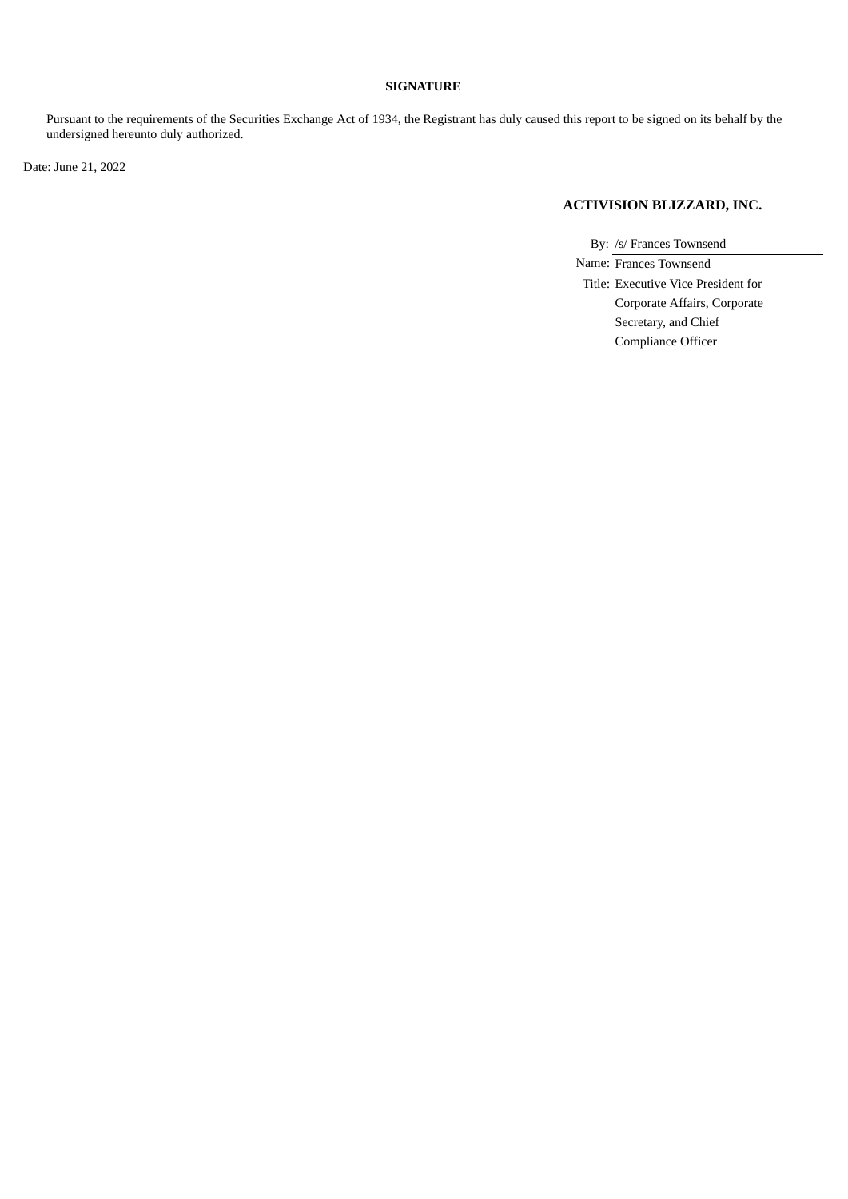**SIGNATURE**

Pursuant to the requirements of the Securities Exchange Act of 1934, the Registrant has duly caused this report to be signed on its behalf by the undersigned hereunto duly authorized.

Date: June 21, 2022

**ACTIVISION BLIZZARD, INC.**

By: /s/ Frances Townsend

Name: Frances Townsend

Title: Executive Vice President for Corporate Affairs, Corporate Secretary, and Chief Compliance Officer